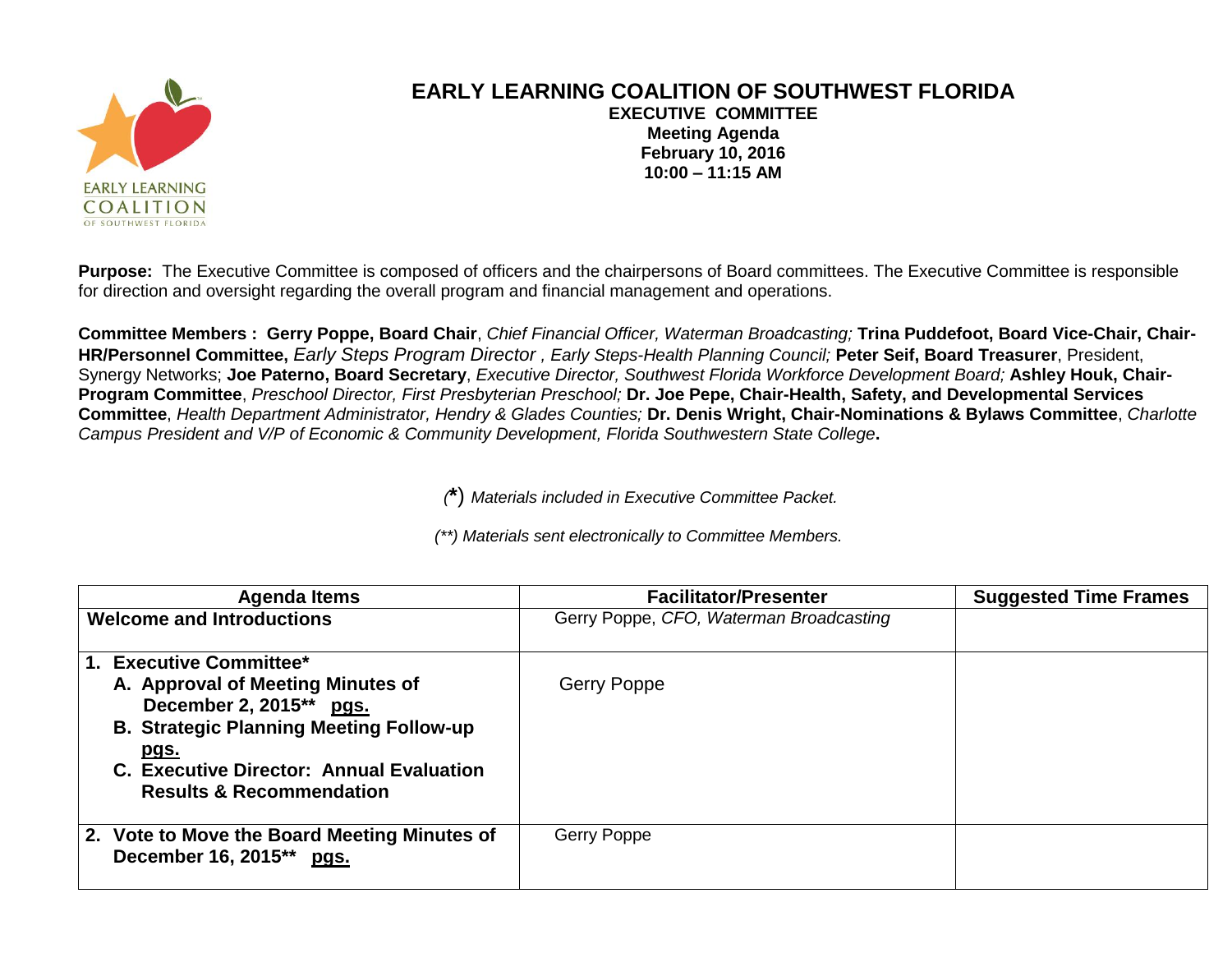# EARLY LEARNING COALITION OF SOUTHWEST FLORIDA

**EXECUTIVE COMMITTEE**
**Meeting Agenda**
**February 10, 2016**
**10:00 – 11:15 AM**

**Purpose:** The Executive Committee is composed of officers and the chairpersons of Board committees. The Executive Committee is responsible for direction and oversight regarding the overall program and financial management and operations.

**Committee Members : Gerry Poppe, Board Chair**, *Chief Financial Officer, Waterman Broadcasting;* **Trina Puddefoot, Board Vice-Chair, Chair-HR/Personnel Committee,** *Early Steps Program Director , Early Steps-Health Planning Council;* **Peter Seif, Board Treasurer**, President, Synergy Networks; **Joe Paterno, Board Secretary**, *Executive Director, Southwest Florida Workforce Development Board;* **Ashley Houk, Chair-Program Committee**, *Preschool Director, First Presbyterian Preschool;* **Dr. Joe Pepe, Chair-Health, Safety, and Developmental Services Committee**, *Health Department Administrator, Hendry & Glades Counties;* **Dr. Denis Wright, Chair-Nominations & Bylaws Committee**, *Charlotte Campus President and V/P of Economic & Community Development, Florida Southwestern State College*.

*(\*) Materials included in Executive Committee Packet.*

*(\*\*) Materials sent electronically to Committee Members.*

| Agenda Items | Facilitator/Presenter | Suggested Time Frames |
|---|---|---|
| **Welcome and Introductions** | Gerry Poppe, *CFO, Waterman Broadcasting* | |
| **1. Executive Committee\***<br>**A. Approval of Meeting Minutes of December 2, 2015\*\* pgs.**<br>**B. Strategic Planning Meeting Follow-up pgs.**<br>**C. Executive Director: Annual Evaluation Results & Recommendation** | Gerry Poppe | |
| **2. Vote to Move the Board Meeting Minutes of December 16, 2015\*\* pgs.** | Gerry Poppe | |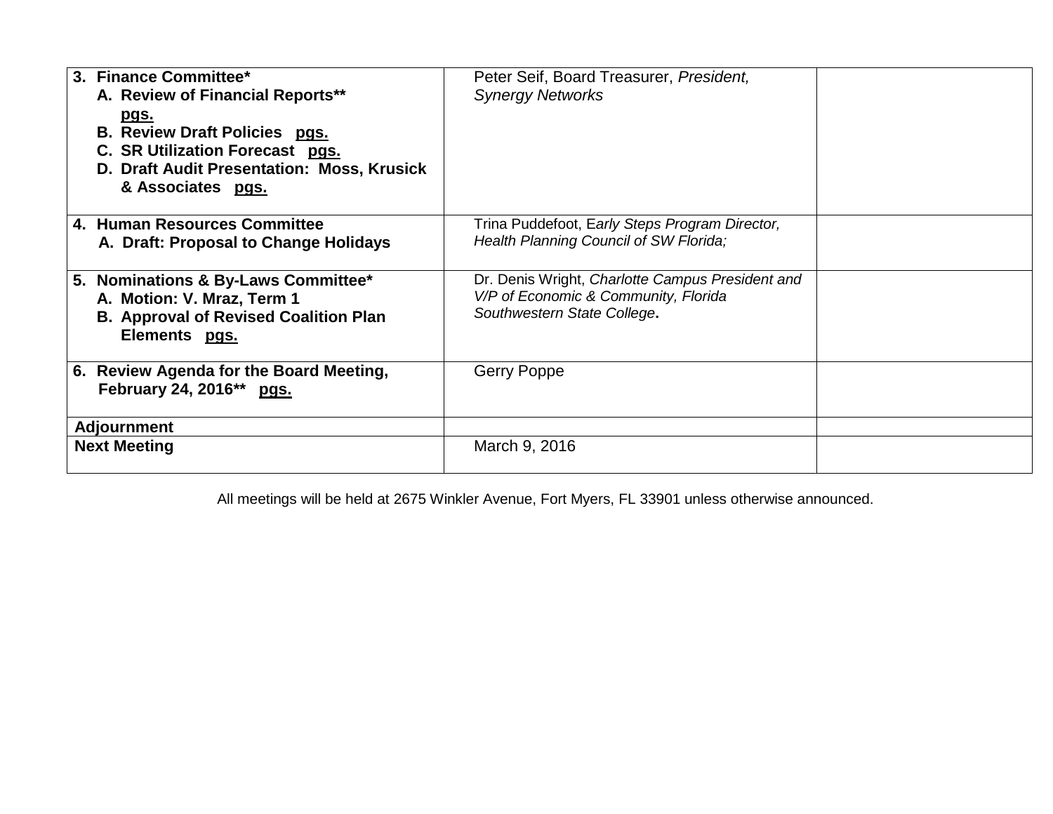| | | |
|---|---|---|
| **3. Finance Committee*** <br> **A. Review of Financial Reports**** <br> **pgs.** <br> **B. Review Draft Policies pgs.** <br> **C. SR Utilization Forecast pgs.** <br> **D. Draft Audit Presentation: Moss, Krusick & Associates pgs.** | Peter Seif, Board Treasurer, *President, Synergy Networks* | |
| **4. Human Resources Committee** <br> **A. Draft: Proposal to Change Holidays** | Trina Puddefoot, E*arly Steps Program Director, Health Planning Council of SW Florida;* | |
| **5. Nominations & By-Laws Committee*** <br> **A. Motion: V. Mraz, Term 1** <br> **B. Approval of Revised Coalition Plan Elements pgs.** | Dr. Denis Wright, *Charlotte Campus President and V/P of Economic & Community, Florida Southwestern State College*. | |
| **6. Review Agenda for the Board Meeting, February 24, 2016** pgs.** | Gerry Poppe | |
| **Adjournment** | | |
| **Next Meeting** | March 9, 2016 | |

All meetings will be held at 2675 Winkler Avenue, Fort Myers, FL 33901 unless otherwise announced.